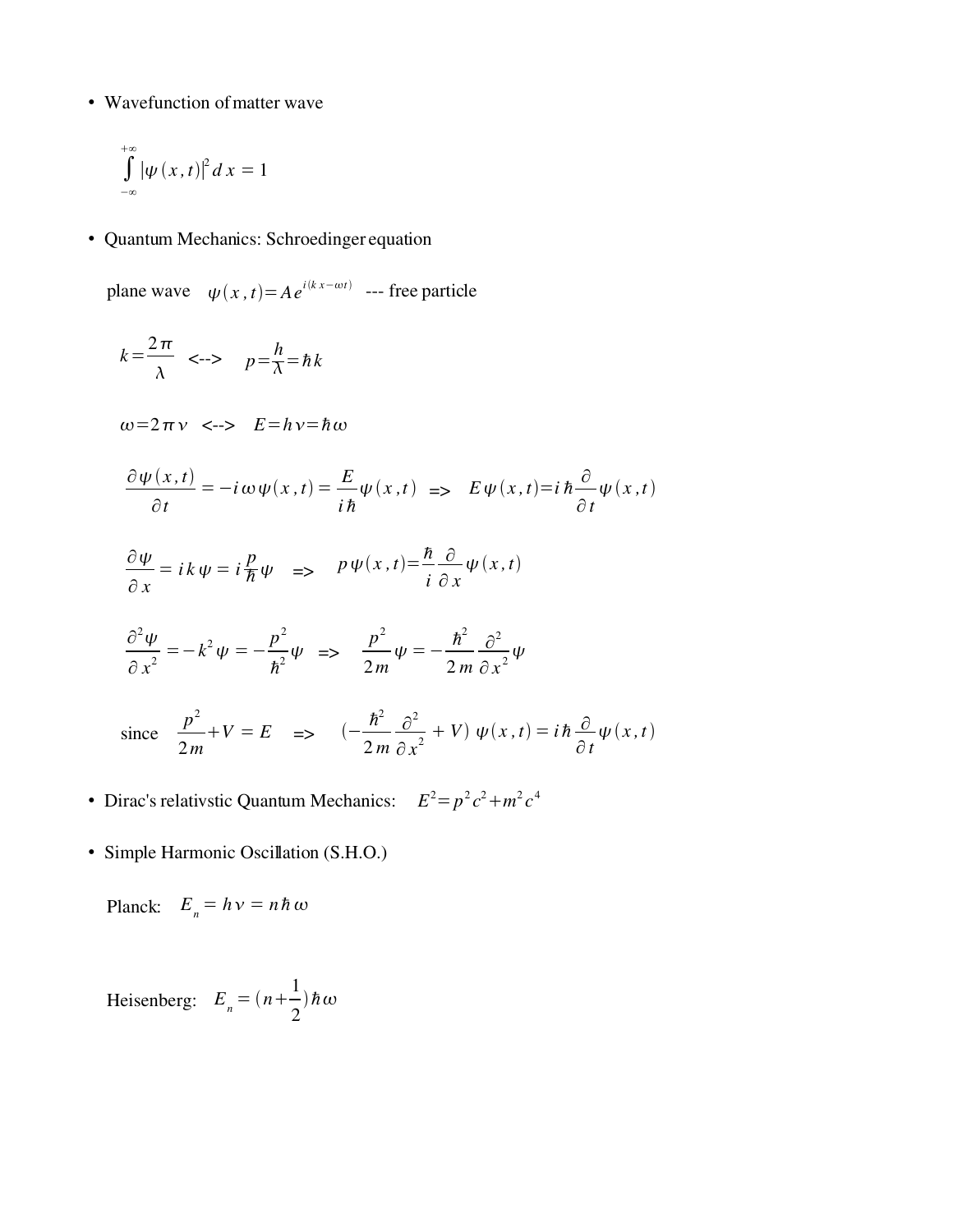- Wavefunction of matter wave

$$\int_{-\infty}^{+\infty} |\psi(x,t)|^2 \, dx = 1$$

- Quantum Mechanics: Schroedinger equation

plane wave $\psi(x,t) = A e^{i(kx - \omega t)}$ --- free particle

$$k = \frac{2\pi}{\lambda} \quad \text{<-->} \quad p = \frac{h}{\lambda} = \hbar k$$

$$\omega = 2\pi\nu \quad \text{<-->} \quad E = h\nu = \hbar\omega$$

$$\frac{\partial \psi(x,t)}{\partial t} = -i\omega\psi(x,t) = \frac{E}{i\hbar}\psi(x,t) \quad \Rightarrow \quad E\psi(x,t) = i\hbar\frac{\partial}{\partial t}\psi(x,t)$$

$$\frac{\partial \psi}{\partial x} = ik\psi = i\frac{p}{\hbar}\psi \quad \Rightarrow \quad p\psi(x,t) = \frac{\hbar}{i}\frac{\partial}{\partial x}\psi(x,t)$$

$$\frac{\partial^2 \psi}{\partial x^2} = -k^2\psi = -\frac{p^2}{\hbar^2}\psi \quad \Rightarrow \quad \frac{p^2}{2m}\psi = -\frac{\hbar^2}{2m}\frac{\partial^2}{\partial x^2}\psi$$

$$\text{since} \quad \frac{p^2}{2m} + V = E \quad \Rightarrow \quad \left(-\frac{\hbar^2}{2m}\frac{\partial^2}{\partial x^2} + V\right)\psi(x,t) = i\hbar\frac{\partial}{\partial t}\psi(x,t)$$

- Dirac's relativstic Quantum Mechanics: $E^2 = p^2c^2 + m^2c^4$

- Simple Harmonic Oscillation (S.H.O.)

Planck: $E_n = h\nu = n\hbar\omega$

Heisenberg: $E_n = (n + \frac{1}{2})\hbar\omega$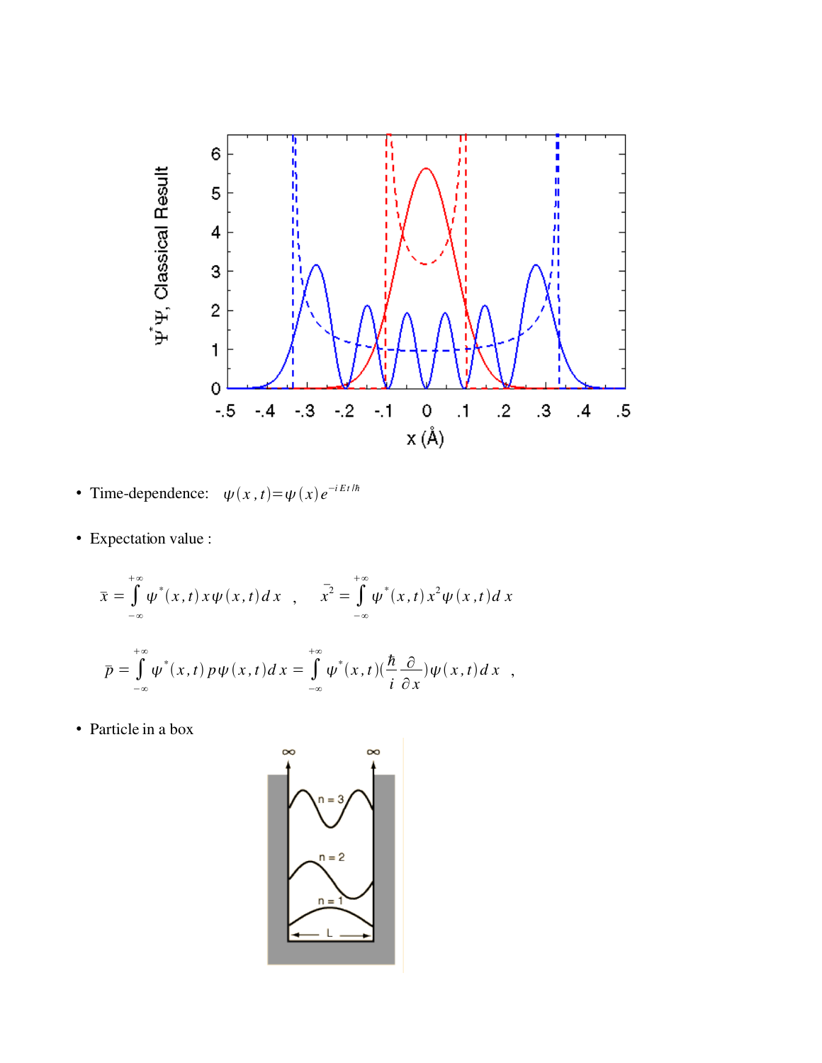- Time-dependence: $\psi(x,t) = \psi(x) e^{-iEt/\hbar}$

- Expectation value :

$$\bar{x} = \int_{-\infty}^{+\infty} \psi^*(x,t)\, x\, \psi(x,t)\, dx \quad , \qquad \bar{x^2} = \int_{-\infty}^{+\infty} \psi^*(x,t)\, x^2 \psi(x,t)\, dx$$

$$\bar{p} = \int_{-\infty}^{+\infty} \psi^*(x,t)\, p\, \psi(x,t)\, dx = \int_{-\infty}^{+\infty} \psi^*(x,t) \left(\frac{\hbar}{i}\frac{\partial}{\partial x}\right) \psi(x,t)\, dx \quad ,$$

- Particle in a box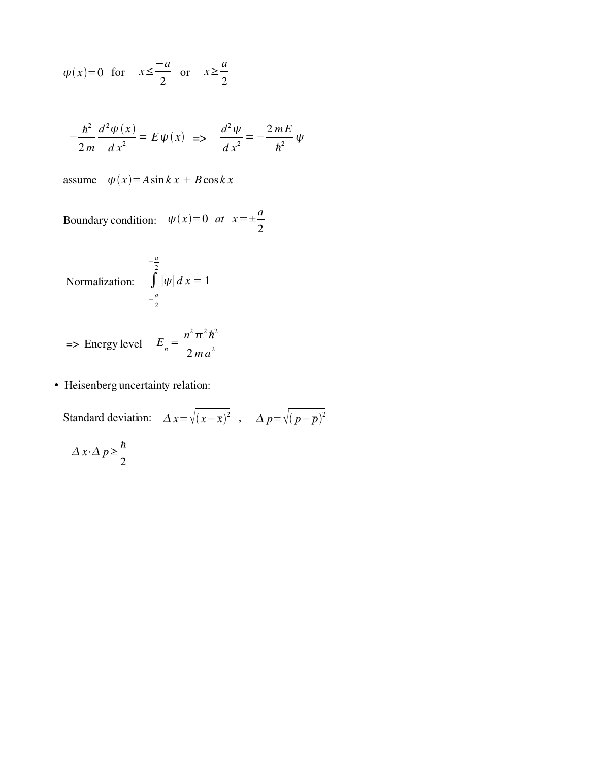$$\psi(x) = 0 \quad \text{for} \quad x \leq \frac{-a}{2} \quad \text{or} \quad x \geq \frac{a}{2}$$

$$-\frac{\hbar^2}{2m}\frac{d^2\psi(x)}{dx^2} = E\psi(x) \quad => \quad \frac{d^2\psi}{dx^2} = -\frac{2mE}{\hbar^2}\psi$$

assume $\psi(x) = A\sin kx + B\cos kx$

Boundary condition: $\psi(x) = 0 \;\; at \;\; x = \pm\frac{a}{2}$

Normalization: $\int_{-\frac{a}{2}}^{-\frac{a}{2}} |\psi|\, dx = 1$

=> Energy level $E_n = \dfrac{n^2\pi^2\hbar^2}{2ma^2}$

- Heisenberg uncertainty relation:

Standard deviation: $\Delta x = \sqrt{(x-\bar{x})^2}$ , $\Delta p = \sqrt{(p-\bar{p})^2}$

$$\Delta x \cdot \Delta p \geq \frac{\hbar}{2}$$